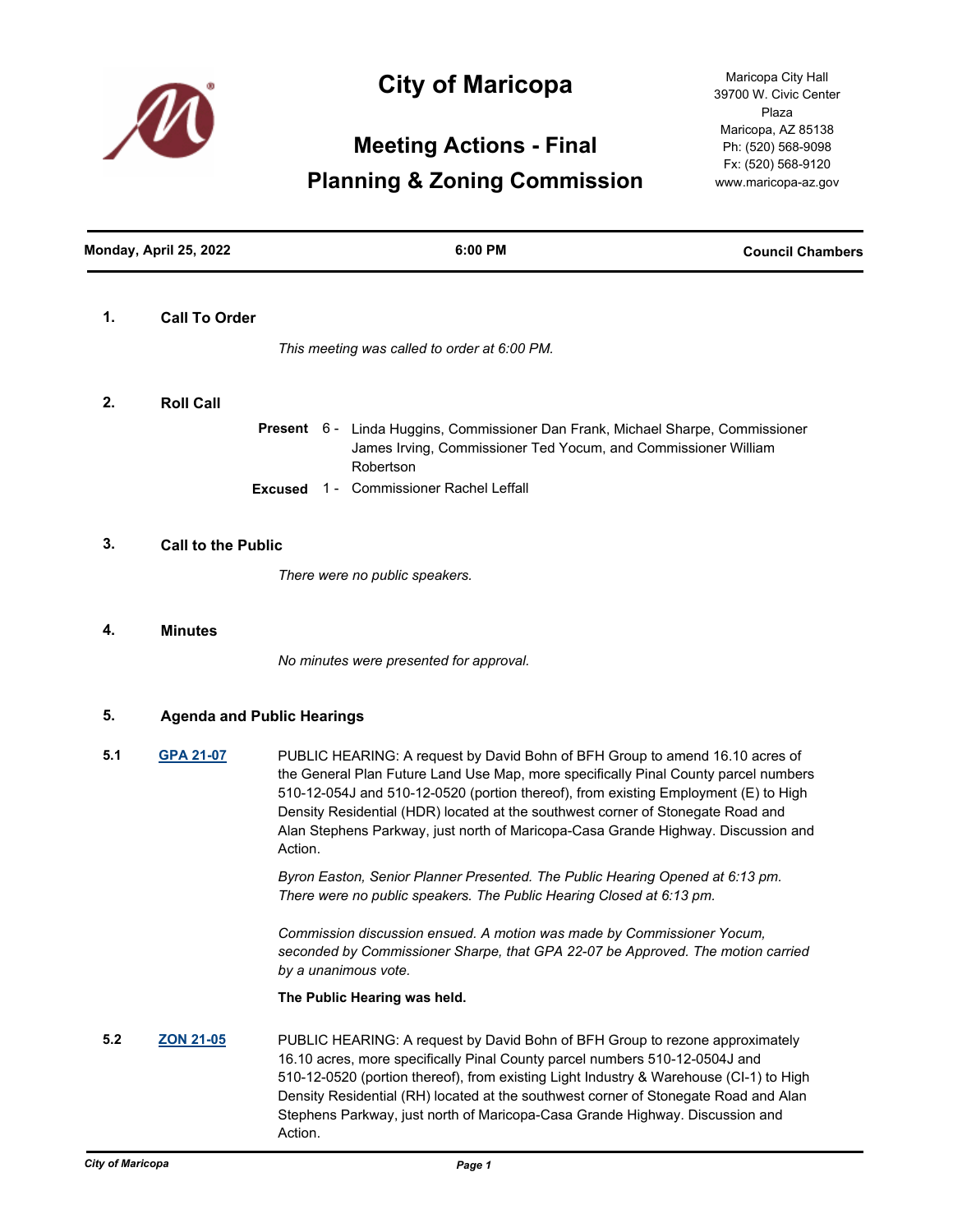# City of Maricopa

## Meeting Actions - Final

## Planning & Zoning Commission

Maricopa City Hall
39700 W. Civic Center Plaza
Maricopa, AZ 85138
Ph: (520) 568-9098
Fx: (520) 568-9120
www.maricopa-az.gov

**Monday, April 25, 2022** | **6:00 PM** | **Council Chambers**

### 1. Call To Order

*This meeting was called to order at 6:00 PM.*

### 2. Roll Call

**Present** 6 - Linda Huggins, Commissioner Dan Frank, Michael Sharpe, Commissioner James Irving, Commissioner Ted Yocum, and Commissioner William Robertson

**Excused** 1 - Commissioner Rachel Leffall

### 3. Call to the Public

*There were no public speakers.*

### 4. Minutes

*No minutes were presented for approval.*

### 5. Agenda and Public Hearings

**5.1** [GPA 21-07]

PUBLIC HEARING: A request by David Bohn of BFH Group to amend 16.10 acres of the General Plan Future Land Use Map, more specifically Pinal County parcel numbers 510-12-054J and 510-12-0520 (portion thereof), from existing Employment (E) to High Density Residential (HDR) located at the southwest corner of Stonegate Road and Alan Stephens Parkway, just north of Maricopa-Casa Grande Highway. Discussion and Action.

*Byron Easton, Senior Planner Presented. The Public Hearing Opened at 6:13 pm. There were no public speakers. The Public Hearing Closed at 6:13 pm.*

*Commission discussion ensued. A motion was made by Commissioner Yocum, seconded by Commissioner Sharpe, that GPA 22-07 be Approved. The motion carried by a unanimous vote.*

**The Public Hearing was held.**

**5.2** [ZON 21-05]

PUBLIC HEARING: A request by David Bohn of BFH Group to rezone approximately 16.10 acres, more specifically Pinal County parcel numbers 510-12-0504J and 510-12-0520 (portion thereof), from existing Light Industry & Warehouse (CI-1) to High Density Residential (RH) located at the southwest corner of Stonegate Road and Alan Stephens Parkway, just north of Maricopa-Casa Grande Highway. Discussion and Action.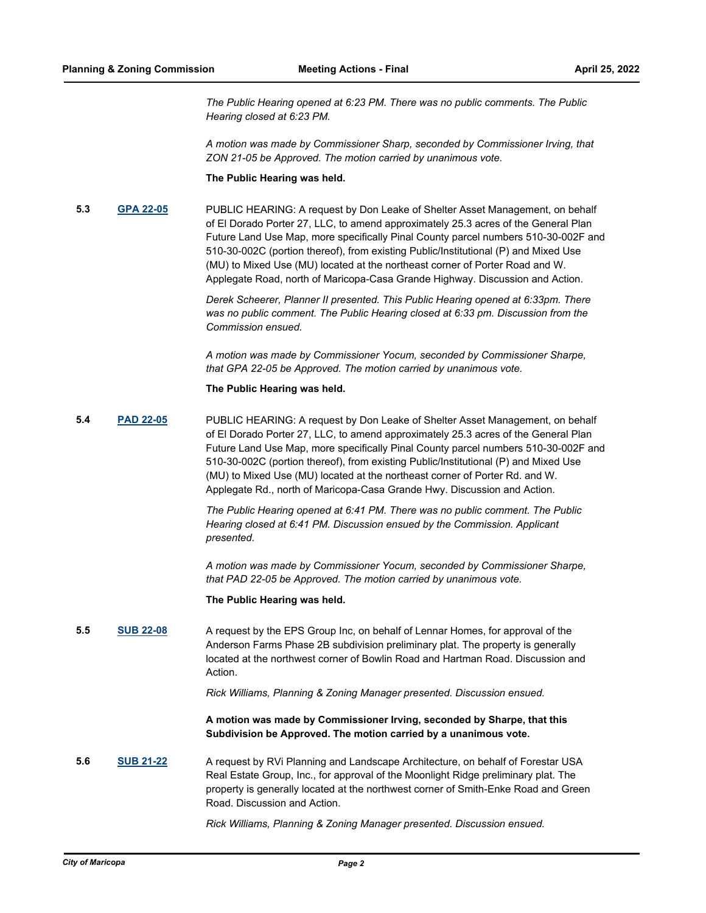*The Public Hearing opened at 6:23 PM. There was no public comments. The Public Hearing closed at 6:23 PM.*

*A motion was made by Commissioner Sharp, seconded by Commissioner Irving, that ZON 21-05 be Approved. The motion carried by unanimous vote.*

**The Public Hearing was held.**

**5.3** **GPA 22-05**

PUBLIC HEARING: A request by Don Leake of Shelter Asset Management, on behalf of El Dorado Porter 27, LLC, to amend approximately 25.3 acres of the General Plan Future Land Use Map, more specifically Pinal County parcel numbers 510-30-002F and 510-30-002C (portion thereof), from existing Public/Institutional (P) and Mixed Use (MU) to Mixed Use (MU) located at the northeast corner of Porter Road and W. Applegate Road, north of Maricopa-Casa Grande Highway. Discussion and Action.

*Derek Scheerer, Planner II presented. This Public Hearing opened at 6:33pm. There was no public comment. The Public Hearing closed at 6:33 pm. Discussion from the Commission ensued.*

*A motion was made by Commissioner Yocum, seconded by Commissioner Sharpe, that GPA 22-05 be Approved. The motion carried by unanimous vote.*

**The Public Hearing was held.**

**5.4** **PAD 22-05**

PUBLIC HEARING: A request by Don Leake of Shelter Asset Management, on behalf of El Dorado Porter 27, LLC, to amend approximately 25.3 acres of the General Plan Future Land Use Map, more specifically Pinal County parcel numbers 510-30-002F and 510-30-002C (portion thereof), from existing Public/Institutional (P) and Mixed Use (MU) to Mixed Use (MU) located at the northeast corner of Porter Rd. and W. Applegate Rd., north of Maricopa-Casa Grande Hwy. Discussion and Action.

*The Public Hearing opened at 6:41 PM. There was no public comment. The Public Hearing closed at 6:41 PM. Discussion ensued by the Commission. Applicant presented.*

*A motion was made by Commissioner Yocum, seconded by Commissioner Sharpe, that PAD 22-05 be Approved. The motion carried by unanimous vote.*

**The Public Hearing was held.**

**5.5** **SUB 22-08**

A request by the EPS Group Inc, on behalf of Lennar Homes, for approval of the Anderson Farms Phase 2B subdivision preliminary plat. The property is generally located at the northwest corner of Bowlin Road and Hartman Road. Discussion and Action.

*Rick Williams, Planning & Zoning Manager presented. Discussion ensued.*

**A motion was made by Commissioner Irving, seconded by Sharpe, that this Subdivision be Approved. The motion carried by a unanimous vote.**

**5.6** **SUB 21-22**

A request by RVi Planning and Landscape Architecture, on behalf of Forestar USA Real Estate Group, Inc., for approval of the Moonlight Ridge preliminary plat. The property is generally located at the northwest corner of Smith-Enke Road and Green Road. Discussion and Action.

*Rick Williams, Planning & Zoning Manager presented. Discussion ensued.*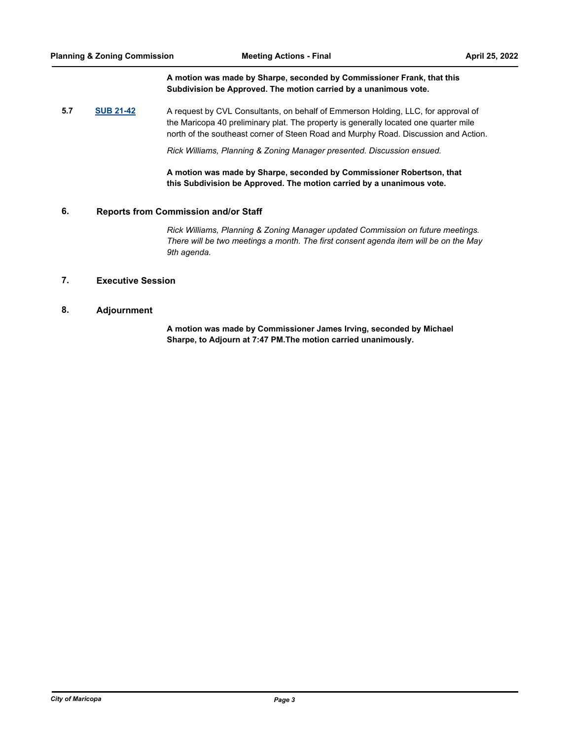**A motion was made by Sharpe, seconded by Commissioner Frank, that this Subdivision be Approved. The motion carried by a unanimous vote.**

**5.7** **SUB 21-42** A request by CVL Consultants, on behalf of Emmerson Holding, LLC, for approval of the Maricopa 40 preliminary plat. The property is generally located one quarter mile north of the southeast corner of Steen Road and Murphy Road. Discussion and Action.

*Rick Williams, Planning & Zoning Manager presented. Discussion ensued.*

**A motion was made by Sharpe, seconded by Commissioner Robertson, that this Subdivision be Approved. The motion carried by a unanimous vote.**

## 6. Reports from Commission and/or Staff

*Rick Williams, Planning & Zoning Manager updated Commission on future meetings. There will be two meetings a month. The first consent agenda item will be on the May 9th agenda.*

## 7. Executive Session

## 8. Adjournment

**A motion was made by Commissioner James Irving, seconded by Michael Sharpe, to Adjourn at 7:47 PM.The motion carried unanimously.**